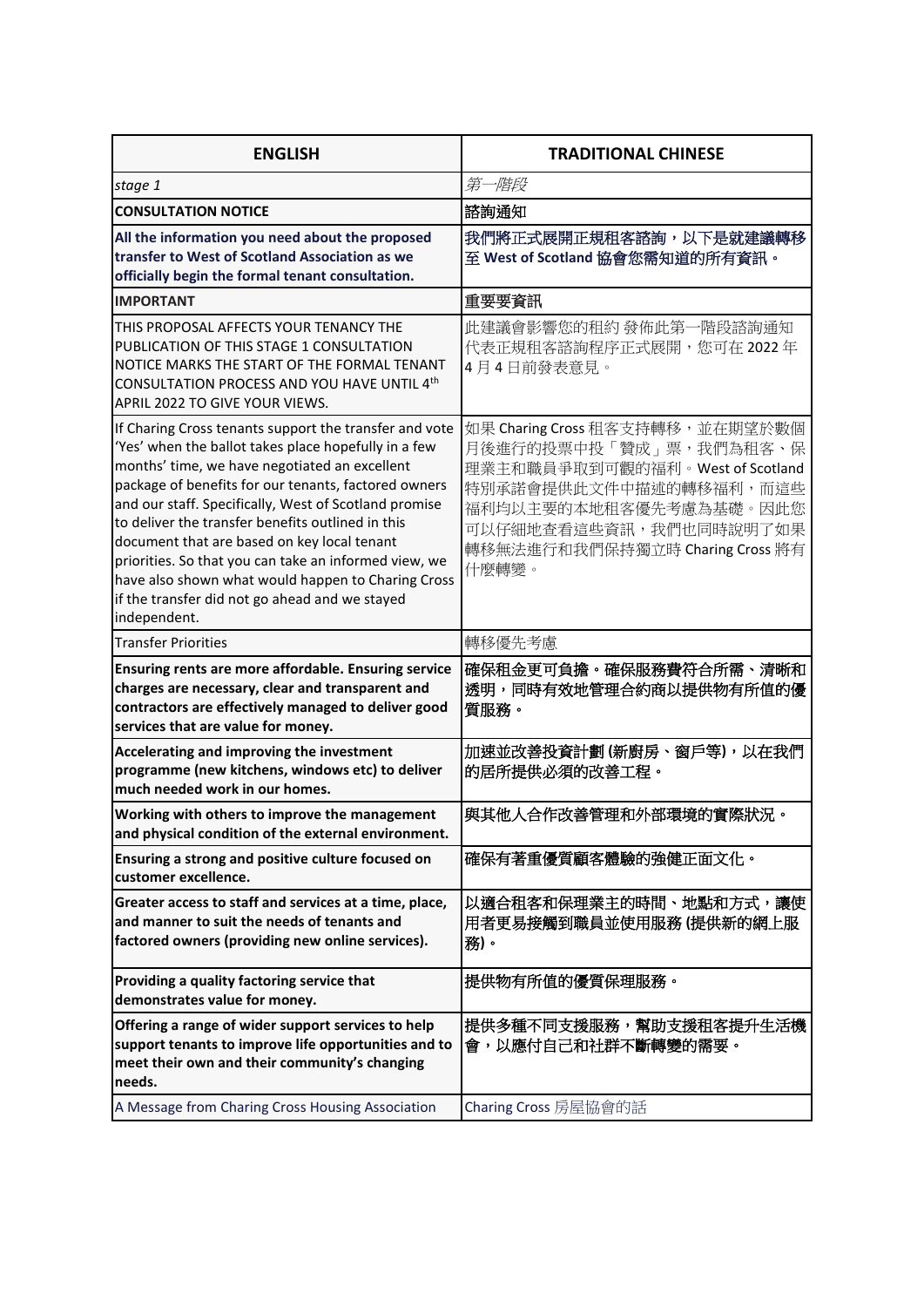| ENGLISH | TRADITIONAL CHINESE |
|---|---|
| *stage 1* | *第一階段* |
| **CONSULTATION NOTICE** | **諮詢通知** |
| **All the information you need about the proposed transfer to West of Scotland Association as we officially begin the formal tenant consultation.** | **我們將正式展開正規租客諮詢，以下是就建議轉移至 West of Scotland 協會您需知道的所有資訊。** |
| **IMPORTANT** | **重要要資訊** |
| THIS PROPOSAL AFFECTS YOUR TENANCY THE PUBLICATION OF THIS STAGE 1 CONSULTATION NOTICE MARKS THE START OF THE FORMAL TENANT CONSULTATION PROCESS AND YOU HAVE UNTIL 4th APRIL 2022 TO GIVE YOUR VIEWS. | 此建議會影響您的租約 發佈此第一階段諮詢通知代表正規租客諮詢程序正式展開，您可在 2022 年 4 月 4 日前發表意見。 |
| If Charing Cross tenants support the transfer and vote 'Yes' when the ballot takes place hopefully in a few months' time, we have negotiated an excellent package of benefits for our tenants, factored owners and our staff. Specifically, West of Scotland promise to deliver the transfer benefits outlined in this document that are based on key local tenant priorities. So that you can take an informed view, we have also shown what would happen to Charing Cross if the transfer did not go ahead and we stayed independent. | 如果 Charing Cross 租客支持轉移，並在期望於數個月後進行的投票中投「贊成」票，我們為租客、保理業主和職員爭取到可觀的福利。West of Scotland 特別承諾會提供此文件中描述的轉移福利，而這些福利均以主要的本地租客優先考慮為基礎。因此您可以仔細地查看這些資訊，我們也同時說明了如果轉移無法進行和我們保持獨立時 Charing Cross 將有什麼轉變。 |
| Transfer Priorities | 轉移優先考慮 |
| **Ensuring rents are more affordable. Ensuring service charges are necessary, clear and transparent and contractors are effectively managed to deliver good services that are value for money.** | **確保租金更可負擔。確保服務費符合所需、清晰和透明，同時有效地管理合約商以提供物有所值的優質服務。** |
| **Accelerating and improving the investment programme (new kitchens, windows etc) to deliver much needed work in our homes.** | **加速並改善投資計劃 (新廚房、窗戶等)，以在我們的居所提供必須的改善工程。** |
| **Working with others to improve the management and physical condition of the external environment.** | **與其他人合作改善管理和外部環境的實際狀況。** |
| **Ensuring a strong and positive culture focused on customer excellence.** | **確保有著重優質顧客體驗的強健正面文化。** |
| **Greater access to staff and services at a time, place, and manner to suit the needs of tenants and factored owners (providing new online services).** | **以適合租客和保理業主的時間、地點和方式，讓使用者更易接觸到職員並使用服務 (提供新的網上服務)。** |
| **Providing a quality factoring service that demonstrates value for money.** | **提供物有所值的優質保理服務。** |
| **Offering a range of wider support services to help support tenants to improve life opportunities and to meet their own and their community's changing needs.** | **提供多種不同支援服務，幫助支援租客提升生活機會，以應付自己和社群不斷轉變的需要。** |
| A Message from Charing Cross Housing Association | Charing Cross 房屋協會的話 |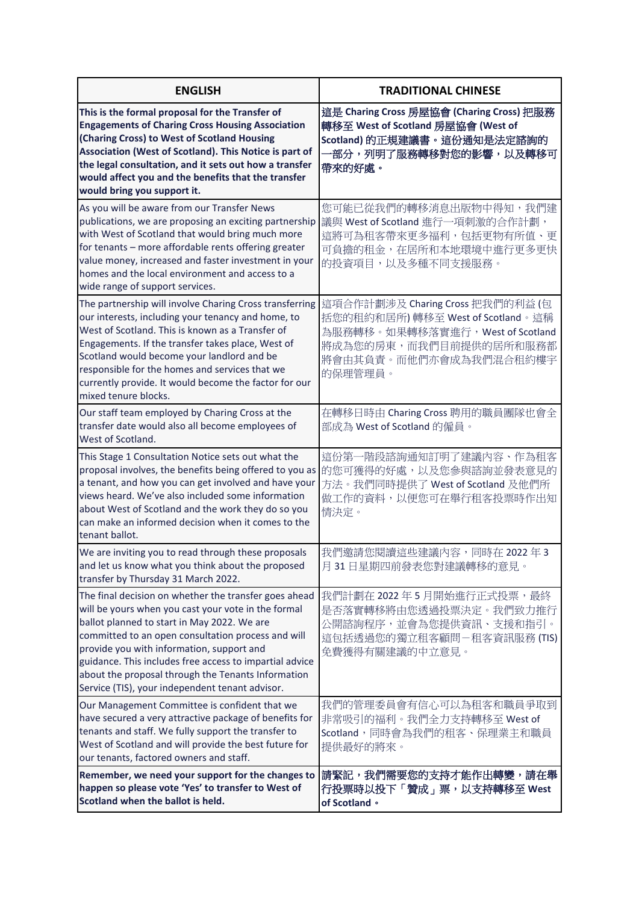| ENGLISH | TRADITIONAL CHINESE |
|---|---|
| **This is the formal proposal for the Transfer of Engagements of Charing Cross Housing Association (Charing Cross) to West of Scotland Housing Association (West of Scotland). This Notice is part of the legal consultation, and it sets out how a transfer would affect you and the benefits that the transfer would bring you support it.** | **這是 Charing Cross 房屋協會 (Charing Cross) 把服務轉移至 West of Scotland 房屋協會 (West of Scotland) 的正規建議書。這份通知是法定諮詢的一部分，列明了服務轉移對您的影響，以及轉移可帶來的好處。** |
| As you will be aware from our Transfer News publications, we are proposing an exciting partnership with West of Scotland that would bring much more for tenants – more affordable rents offering greater value money, increased and faster investment in your homes and the local environment and access to a wide range of support services. | 您可能已從我們的轉移消息出版物中得知，我們建議與 West of Scotland 進行一項刺激的合作計劃，這將可為租客帶來更多福利，包括更物有所值、更可負擔的租金，在居所和本地環境中進行更多更快的投資項目，以及多種不同支援服務。 |
| The partnership will involve Charing Cross transferring our interests, including your tenancy and home, to West of Scotland. This is known as a Transfer of Engagements. If the transfer takes place, West of Scotland would become your landlord and be responsible for the homes and services that we currently provide. It would become the factor for our mixed tenure blocks. | 這項合作計劃涉及 Charing Cross 把我們的利益 (包括您的租約和居所) 轉移至 West of Scotland。這稱為服務轉移。如果轉移落實進行，West of Scotland 將成為您的房東，而我們目前提供的居所和服務都將會由其負責。而他們亦會成為我們混合租約樓宇的保理管理員。 |
| Our staff team employed by Charing Cross at the transfer date would also all become employees of West of Scotland. | 在轉移日時由 Charing Cross 聘用的職員團隊也會全部成為 West of Scotland 的僱員。 |
| This Stage 1 Consultation Notice sets out what the proposal involves, the benefits being offered to you as a tenant, and how you can get involved and have your views heard. We've also included some information about West of Scotland and the work they do so you can make an informed decision when it comes to the tenant ballot. | 這份第一階段諮詢通知訂明了建議內容、作為租客的您可獲得的好處，以及您參與諮詢並發表意見的方法。我們同時提供了 West of Scotland 及他們所做工作的資料，以便您可在舉行租客投票時作出知情決定。 |
| We are inviting you to read through these proposals and let us know what you think about the proposed transfer by Thursday 31 March 2022. | 我們邀請您閱讀這些建議內容，同時在 2022 年 3 月 31 日星期四前發表您對建議轉移的意見。 |
| The final decision on whether the transfer goes ahead will be yours when you cast your vote in the formal ballot planned to start in May 2022. We are committed to an open consultation process and will provide you with information, support and guidance. This includes free access to impartial advice about the proposal through the Tenants Information Service (TIS), your independent tenant advisor. | 我們計劃在 2022 年 5 月開始進行正式投票，最終是否落實轉移將由您透過投票決定。我們致力推行公開諮詢程序，並會為您提供資訊、支援和指引。這包括透過您的獨立租客顧問－租客資訊服務 (TIS) 免費獲得有關建議的中立意見。 |
| Our Management Committee is confident that we have secured a very attractive package of benefits for tenants and staff. We fully support the transfer to West of Scotland and will provide the best future for our tenants, factored owners and staff. | 我們的管理委員會有信心可以為租客和職員爭取到非常吸引的福利。我們全力支持轉移至 West of Scotland，同時會為我們的租客、保理業主和職員提供最好的將來。 |
| **Remember, we need your support for the changes to happen so please vote 'Yes' to transfer to West of Scotland when the ballot is held.** | **請緊記，我們需要您的支持才能作出轉變，請在舉行投票時以投下「贊成」票，以支持轉移至 West of Scotland。** |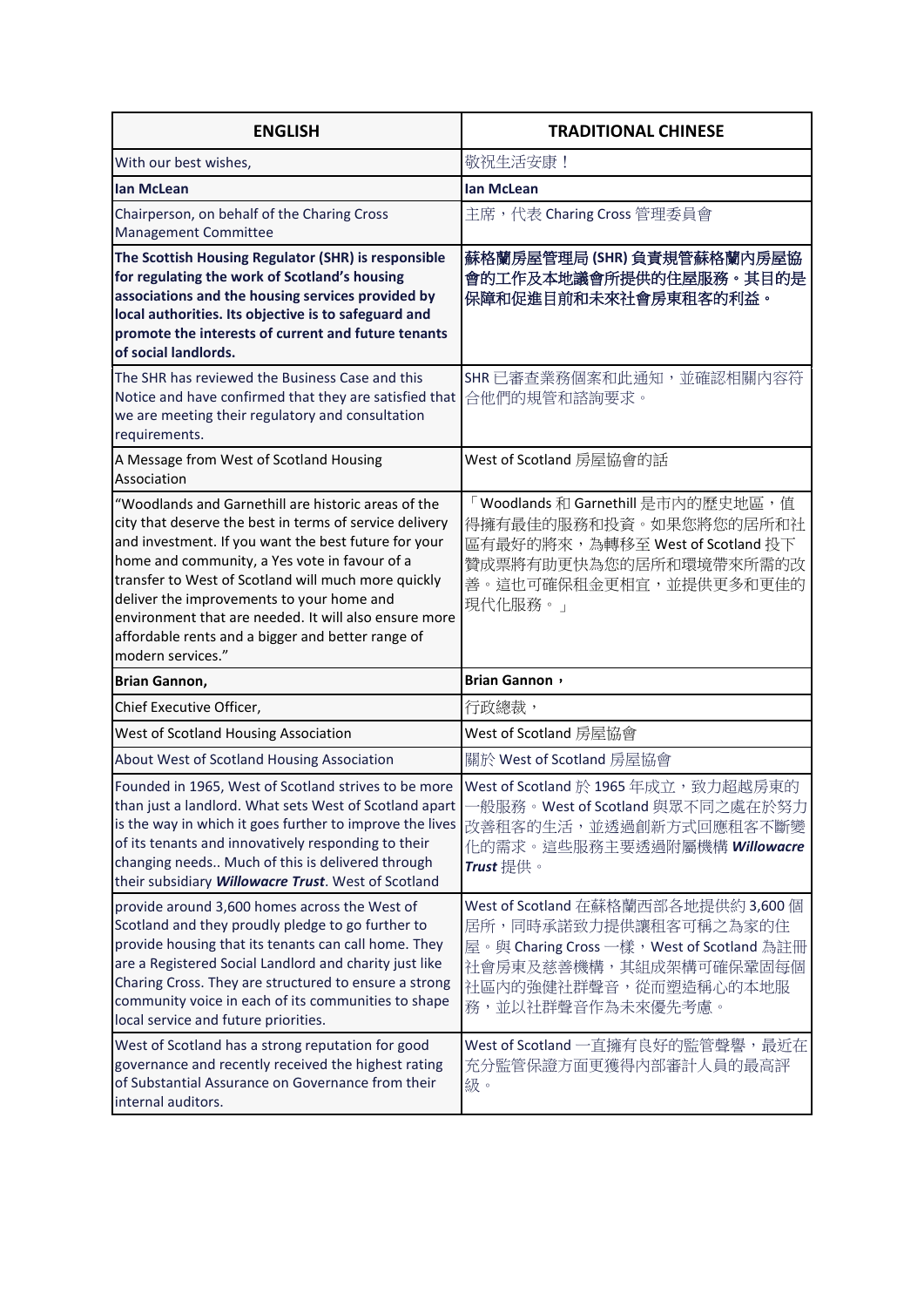| ENGLISH | TRADITIONAL CHINESE |
|---|---|
| With our best wishes, | 敬祝生活安康！ |
| **Ian McLean** | **Ian McLean** |
| Chairperson, on behalf of the Charing Cross Management Committee | 主席，代表 Charing Cross 管理委員會 |
| **The Scottish Housing Regulator (SHR) is responsible for regulating the work of Scotland's housing associations and the housing services provided by local authorities. Its objective is to safeguard and promote the interests of current and future tenants of social landlords.** | **蘇格蘭房屋管理局 (SHR) 負責規管蘇格蘭內房屋協會的工作及本地議會所提供的住屋服務。其目的是保障和促進目前和未來社會房東租客的利益。** |
| The SHR has reviewed the Business Case and this Notice and have confirmed that they are satisfied that we are meeting their regulatory and consultation requirements. | SHR 已審查業務個案和此通知，並確認相關內容符合他們的規管和諮詢要求。 |
| A Message from West of Scotland Housing Association | West of Scotland 房屋協會的話 |
| "Woodlands and Garnethill are historic areas of the city that deserve the best in terms of service delivery and investment. If you want the best future for your home and community, a Yes vote in favour of a transfer to West of Scotland will much more quickly deliver the improvements to your home and environment that are needed. It will also ensure more affordable rents and a bigger and better range of modern services." | 「Woodlands 和 Garnethill 是市內的歷史地區，值得擁有最佳的服務和投資。如果您將您的居所和社區有最好的將來，為轉移至 West of Scotland 投下贊成票將有助更快為您的居所和環境帶來所需的改善。這也可確保租金更相宜，並提供更多和更佳的現代化服務。」 |
| **Brian Gannon,** | **Brian Gannon，** |
| Chief Executive Officer, | 行政總裁， |
| West of Scotland Housing Association | West of Scotland 房屋協會 |
| About West of Scotland Housing Association | 關於 West of Scotland 房屋協會 |
| Founded in 1965, West of Scotland strives to be more than just a landlord. What sets West of Scotland apart is the way in which it goes further to improve the lives of its tenants and innovatively responding to their changing needs.. Much of this is delivered through their subsidiary ***Willowacre Trust***. West of Scotland | West of Scotland 於 1965 年成立，致力超越房東的一般服務。West of Scotland 與眾不同之處在於努力改善租客的生活，並透過創新方式回應租客不斷變化的需求。這些服務主要透過附屬機構 ***Willowacre Trust*** 提供。 |
| provide around 3,600 homes across the West of Scotland and they proudly pledge to go further to provide housing that its tenants can call home. They are a Registered Social Landlord and charity just like Charing Cross. They are structured to ensure a strong community voice in each of its communities to shape local service and future priorities. | West of Scotland 在蘇格蘭西部各地提供約 3,600 個居所，同時承諾致力提供讓租客可稱之為家的住屋。與 Charing Cross 一樣，West of Scotland 為註冊社會房東及慈善機構，其組成架構可確保鞏固每個社區內的強健社群聲音，從而塑造稱心的本地服務，並以社群聲音作為未來優先考慮。 |
| West of Scotland has a strong reputation for good governance and recently received the highest rating of Substantial Assurance on Governance from their internal auditors. | West of Scotland 一直擁有良好的監管聲譽，最近在充分監管保證方面更獲得內部審計人員的最高評級。 |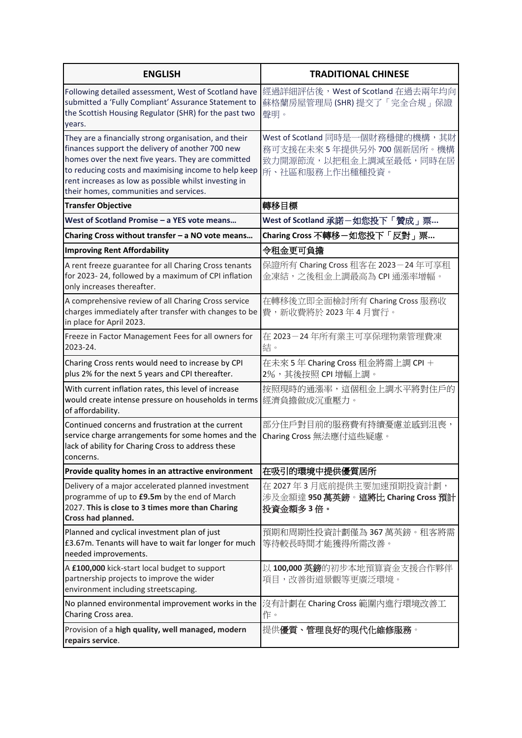| ENGLISH | TRADITIONAL CHINESE |
|---|---|
| Following detailed assessment, West of Scotland have submitted a 'Fully Compliant' Assurance Statement to the Scottish Housing Regulator (SHR) for the past two years. | 經過詳細評估後，West of Scotland 在過去兩年均向蘇格蘭房屋管理局 (SHR) 提交了「完全合規」保證聲明。 |
| They are a financially strong organisation, and their finances support the delivery of another 700 new homes over the next five years. They are committed to reducing costs and maximising income to help keep rent increases as low as possible whilst investing in their homes, communities and services. | West of Scotland 同時是一個財務穩健的機構，其財務可支援在未來 5 年提供另外 700 個新居所。機構致力開源節流，以把租金上調減至最低，同時在居所、社區和服務上作出種種投資。 |
| **Transfer Objective** | **轉移目標** |
| **West of Scotland Promise – a YES vote means…** | **West of Scotland 承諾－如您投下「贊成」票…** |
| **Charing Cross without transfer – a NO vote means…** | **Charing Cross 不轉移－如您投下「反對」票…** |
| **Improving Rent Affordability** | **令租金更可負擔** |
| A rent freeze guarantee for all Charing Cross tenants for 2023- 24, followed by a maximum of CPI inflation only increases thereafter. | 保證所有 Charing Cross 租客在 2023－24 年可享租金凍結，之後租金上調最高為 CPI 通漲率增幅。 |
| A comprehensive review of all Charing Cross service charges immediately after transfer with changes to be in place for April 2023. | 在轉移後立即全面檢討所有 Charing Cross 服務收費，新收費將於 2023 年 4 月實行。 |
| Freeze in Factor Management Fees for all owners for 2023-24. | 在 2023－24 年所有業主可享保理物業管理費凍結。 |
| Charing Cross rents would need to increase by CPI plus 2% for the next 5 years and CPI thereafter. | 在未來 5 年 Charing Cross 租金將需上調 CPI ＋ 2%，其後按照 CPI 增幅上調。 |
| With current inflation rates, this level of increase would create intense pressure on households in terms of affordability. | 按照現時的通漲率，這個租金上調水平將對住戶的經濟負擔做成沉重壓力。 |
| Continued concerns and frustration at the current service charge arrangements for some homes and the lack of ability for Charing Cross to address these concerns. | 部分住戶對目前的服務費有持續憂慮並感到沮喪，Charing Cross 無法應付這些疑慮。 |
| **Provide quality homes in an attractive environment** | **在吸引的環境中提供優質居所** |
| Delivery of a major accelerated planned investment programme of up to **£9.5m** by the end of March 2027. **This is close to 3 times more than Charing Cross had planned.** | 在 2027 年 3 月底前提供主要加速預期投資計劃，涉及金額達 **950 萬英鎊**。**這將比 Charing Cross 預計投資金額多 3 倍。** |
| Planned and cyclical investment plan of just £3.67m. Tenants will have to wait far longer for much needed improvements. | 預期和周期性投資計劃僅為 367 萬英鎊。租客將需等待較長時間才能獲得所需改善。 |
| A **£100,000** kick-start local budget to support partnership projects to improve the wider environment including streetscaping. | 以 **100,000 英鎊**的初步本地預算資金支援合作夥伴項目，改善街道景觀等更廣泛環境。 |
| No planned environmental improvement works in the Charing Cross area. | 沒有計劃在 Charing Cross 範圍內進行環境改善工作。 |
| Provision of a **high quality, well managed, modern repairs service**. | 提供**優質、管理良好的現代化維修服務**。 |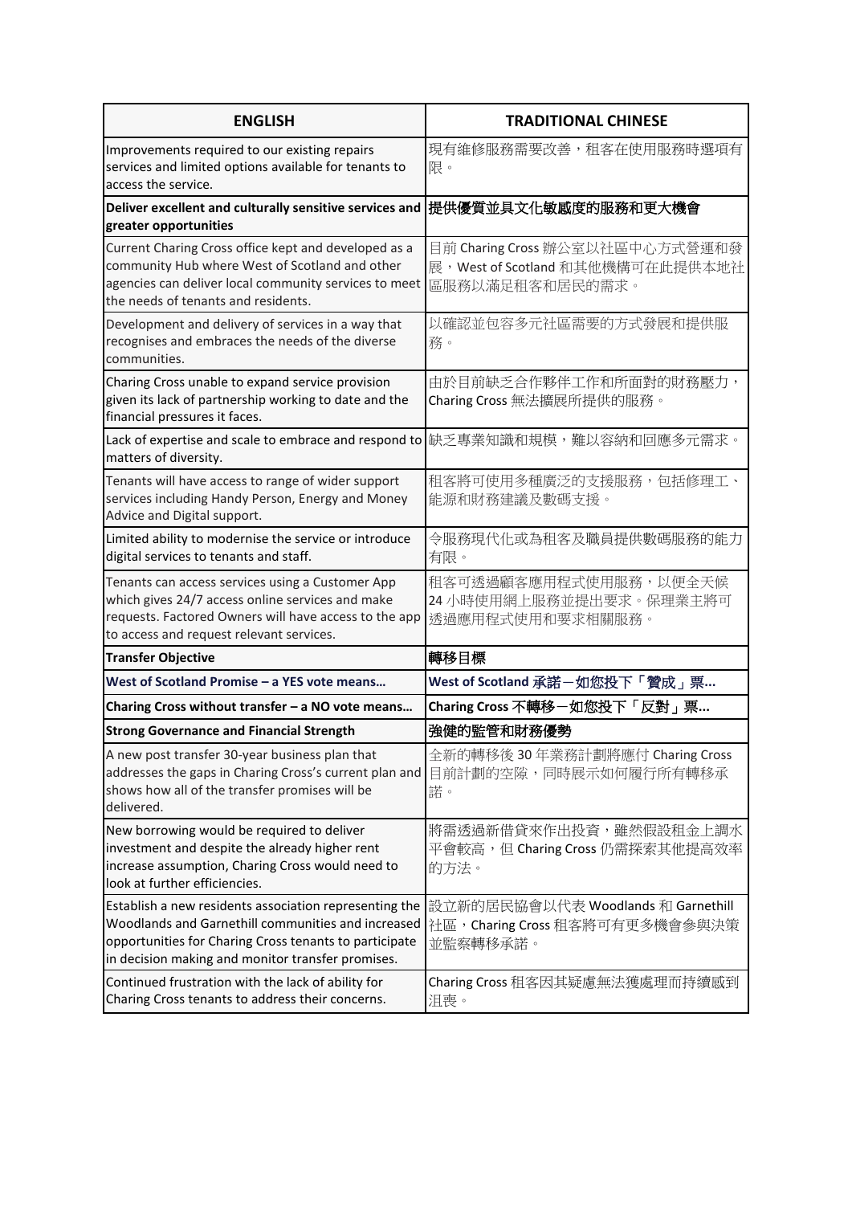| ENGLISH | TRADITIONAL CHINESE |
|---|---|
| Improvements required to our existing repairs services and limited options available for tenants to access the service. | 現有維修服務需要改善，租客在使用服務時選項有限。 |
| **Deliver excellent and culturally sensitive services and greater opportunities** | **提供優質並具文化敏感度的服務和更大機會** |
| Current Charing Cross office kept and developed as a community Hub where West of Scotland and other agencies can deliver local community services to meet the needs of tenants and residents. | 目前 Charing Cross 辦公室以社區中心方式營運和發展，West of Scotland 和其他機構可在此提供本地社區服務以滿足租客和居民的需求。 |
| Development and delivery of services in a way that recognises and embraces the needs of the diverse communities. | 以確認並包容多元社區需要的方式發展和提供服務。 |
| Charing Cross unable to expand service provision given its lack of partnership working to date and the financial pressures it faces. | 由於目前缺乏合作夥伴工作和所面對的財務壓力，Charing Cross 無法擴展所提供的服務。 |
| Lack of expertise and scale to embrace and respond to matters of diversity. | 缺乏專業知識和規模，難以容納和回應多元需求。 |
| Tenants will have access to range of wider support services including Handy Person, Energy and Money Advice and Digital support. | 租客將可使用多種廣泛的支援服務，包括修理工、能源和財務建議及數碼支援。 |
| Limited ability to modernise the service or introduce digital services to tenants and staff. | 令服務現代化或為租客及職員提供數碼服務的能力有限。 |
| Tenants can access services using a Customer App which gives 24/7 access online services and make requests. Factored Owners will have access to the app to access and request relevant services. | 租客可透過顧客應用程式使用服務，以便全天候 24 小時使用網上服務並提出要求。保理業主將可透過應用程式使用和要求相關服務。 |
| **Transfer Objective** | **轉移目標** |
| **West of Scotland Promise – a YES vote means…** | **West of Scotland 承諾－如您投下「贊成」票...** |
| **Charing Cross without transfer – a NO vote means…** | **Charing Cross 不轉移－如您投下「反對」票...** |
| **Strong Governance and Financial Strength** | **強健的監管和財務優勢** |
| A new post transfer 30-year business plan that addresses the gaps in Charing Cross's current plan and shows how all of the transfer promises will be delivered. | 全新的轉移後 30 年業務計劃將應付 Charing Cross 目前計劃的空隙，同時展示如何履行所有轉移承諾。 |
| New borrowing would be required to deliver investment and despite the already higher rent increase assumption, Charing Cross would need to look at further efficiencies. | 將需透過新借貸來作出投資，雖然假設租金上調水平會較高，但 Charing Cross 仍需探索其他提高效率的方法。 |
| Establish a new residents association representing the Woodlands and Garnethill communities and increased opportunities for Charing Cross tenants to participate in decision making and monitor transfer promises. | 設立新的居民協會以代表 Woodlands 和 Garnethill 社區，Charing Cross 租客將可有更多機會參與決策並監察轉移承諾。 |
| Continued frustration with the lack of ability for Charing Cross tenants to address their concerns. | Charing Cross 租客因其疑慮無法獲處理而持續感到沮喪。 |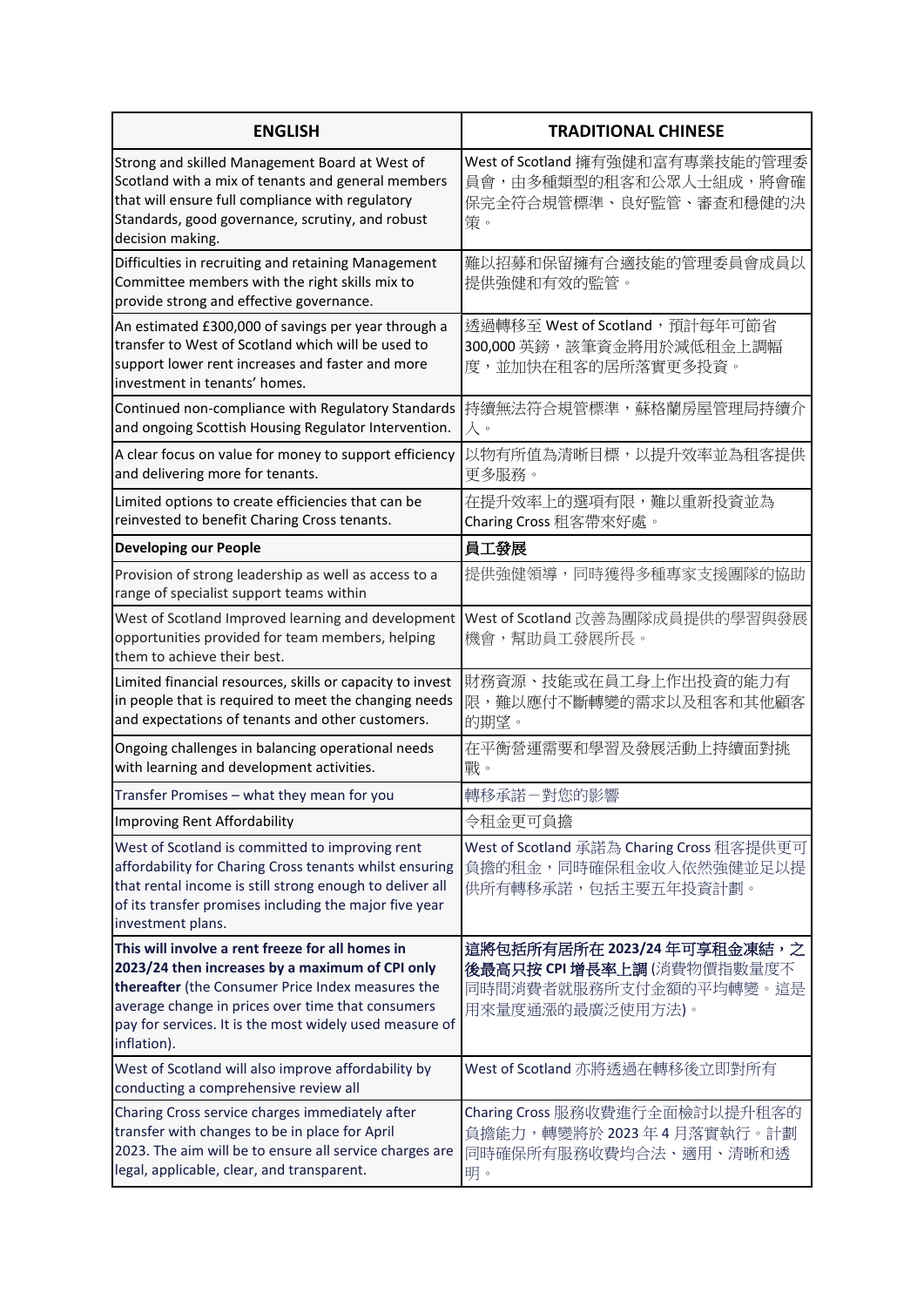| ENGLISH | TRADITIONAL CHINESE |
| --- | --- |
| Strong and skilled Management Board at West of Scotland with a mix of tenants and general members that will ensure full compliance with regulatory Standards, good governance, scrutiny, and robust decision making. | West of Scotland 擁有強健和富有專業技能的管理委員會，由多種類型的租客和公眾人士組成，將會確保完全符合規管標準、良好監管、審查和穩健的決策。 |
| Difficulties in recruiting and retaining Management Committee members with the right skills mix to provide strong and effective governance. | 難以招募和保留擁有合適技能的管理委員會成員以提供強健和有效的監管。 |
| An estimated £300,000 of savings per year through a transfer to West of Scotland which will be used to support lower rent increases and faster and more investment in tenants' homes. | 透過轉移至 West of Scotland，預計每年可節省 300,000 英鎊，該筆資金將用於減低租金上調幅度，並加快在租客的居所落實更多投資。 |
| Continued non-compliance with Regulatory Standards and ongoing Scottish Housing Regulator Intervention. | 持續無法符合規管標準，蘇格蘭房屋管理局持續介入。 |
| A clear focus on value for money to support efficiency and delivering more for tenants. | 以物有所值為清晰目標，以提升效率並為租客提供更多服務。 |
| Limited options to create efficiencies that can be reinvested to benefit Charing Cross tenants. | 在提升效率上的選項有限，難以重新投資並為 Charing Cross 租客帶來好處。 |
| **Developing our People** | **員工發展** |
| Provision of strong leadership as well as access to a range of specialist support teams within | 提供強健領導，同時獲得多種專家支援團隊的協助 |
| West of Scotland Improved learning and development opportunities provided for team members, helping them to achieve their best. | West of Scotland 改善為團隊成員提供的學習與發展機會，幫助員工發展所長。 |
| Limited financial resources, skills or capacity to invest in people that is required to meet the changing needs and expectations of tenants and other customers. | 財務資源、技能或在員工身上作出投資的能力有限，難以應付不斷轉變的需求以及租客和其他顧客的期望。 |
| Ongoing challenges in balancing operational needs with learning and development activities. | 在平衡營運需要和學習及發展活動上持續面對挑戰。 |
| Transfer Promises – what they mean for you | 轉移承諾－對您的影響 |
| Improving Rent Affordability | 令租金更可負擔 |
| West of Scotland is committed to improving rent affordability for Charing Cross tenants whilst ensuring that rental income is still strong enough to deliver all of its transfer promises including the major five year investment plans. | West of Scotland 承諾為 Charing Cross 租客提供更可負擔的租金，同時確保租金收入依然強健並足以提供所有轉移承諾，包括主要五年投資計劃。 |
| **This will involve a rent freeze for all homes in 2023/24 then increases by a maximum of CPI only thereafter** (the Consumer Price Index measures the average change in prices over time that consumers pay for services. It is the most widely used measure of inflation). | **這將包括所有居所在 2023/24 年可享租金凍結，之後最高只按 CPI 增長率上調** (消費物價指數量度不同時間消費者就服務所支付金額的平均轉變。這是用來量度通漲的最廣泛使用方法)。 |
| West of Scotland will also improve affordability by conducting a comprehensive review all | West of Scotland 亦將透過在轉移後立即對所有 |
| Charing Cross service charges immediately after transfer with changes to be in place for April 2023. The aim will be to ensure all service charges are legal, applicable, clear, and transparent. | Charing Cross 服務收費進行全面檢討以提升租客的負擔能力，轉變將於 2023 年 4 月落實執行。計劃同時確保所有服務收費均合法、適用、清晰和透明。 |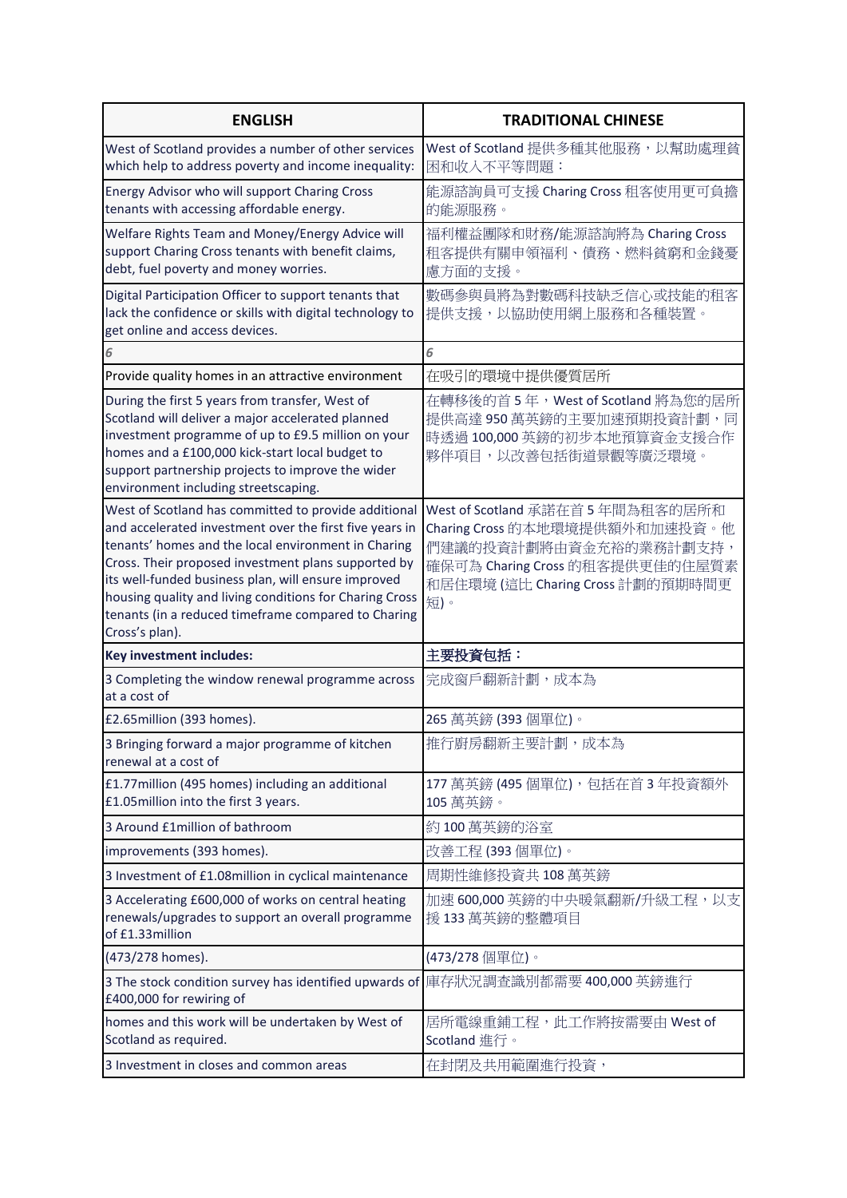| ENGLISH | TRADITIONAL CHINESE |
|---|---|
| West of Scotland provides a number of other services which help to address poverty and income inequality: | West of Scotland 提供多種其他服務，以幫助處理貧困和收入不平等問題： |
| Energy Advisor who will support Charing Cross tenants with accessing affordable energy. | 能源諮詢員可支援 Charing Cross 租客使用更可負擔的能源服務。 |
| Welfare Rights Team and Money/Energy Advice will support Charing Cross tenants with benefit claims, debt, fuel poverty and money worries. | 福利權益團隊和財務/能源諮詢將為 Charing Cross 租客提供有關申領福利、債務、燃料貧窮和金錢憂慮方面的支援。 |
| Digital Participation Officer to support tenants that lack the confidence or skills with digital technology to get online and access devices. | 數碼參與員將為對數碼科技缺乏信心或技能的租客提供支援，以協助使用網上服務和各種裝置。 |
| 6 | 6 |
| Provide quality homes in an attractive environment | 在吸引的環境中提供優質居所 |
| During the first 5 years from transfer, West of Scotland will deliver a major accelerated planned investment programme of up to £9.5 million on your homes and a £100,000 kick-start local budget to support partnership projects to improve the wider environment including streetscaping. | 在轉移後的首 5 年，West of Scotland 將為您的居所提供高達 950 萬英鎊的主要加速預期投資計劃，同時透過 100,000 英鎊的初步本地預算資金支援合作夥伴項目，以改善包括街道景觀等廣泛環境。 |
| West of Scotland has committed to provide additional and accelerated investment over the first five years in tenants' homes and the local environment in Charing Cross. Their proposed investment plans supported by its well-funded business plan, will ensure improved housing quality and living conditions for Charing Cross tenants (in a reduced timeframe compared to Charing Cross's plan). | West of Scotland 承諾在首 5 年間為租客的居所和 Charing Cross 的本地環境提供額外和加速投資。他們建議的投資計劃將由資金充裕的業務計劃支持，確保可為 Charing Cross 的租客提供更佳的住屋質素和居住環境 (這比 Charing Cross 計劃的預期時間更短)。 |
| **Key investment includes:** | **主要投資包括：** |
| 3 Completing the window renewal programme across at a cost of | 完成窗戶翻新計劃，成本為 |
| £2.65million (393 homes). | 265 萬英鎊 (393 個單位)。 |
| 3 Bringing forward a major programme of kitchen renewal at a cost of | 推行廚房翻新主要計劃，成本為 |
| £1.77million (495 homes) including an additional £1.05million into the first 3 years. | 177 萬英鎊 (495 個單位)，包括在首 3 年投資額外 105 萬英鎊。 |
| 3 Around £1million of bathroom | 約 100 萬英鎊的浴室 |
| improvements (393 homes). | 改善工程 (393 個單位)。 |
| 3 Investment of £1.08million in cyclical maintenance | 周期性維修投資共 108 萬英鎊 |
| 3 Accelerating £600,000 of works on central heating renewals/upgrades to support an overall programme of £1.33million | 加速 600,000 英鎊的中央暖氣翻新/升級工程，以支援 133 萬英鎊的整體項目 |
| (473/278 homes). | (473/278 個單位)。 |
| 3 The stock condition survey has identified upwards of £400,000 for rewiring of | 庫存狀況調查識別都需要 400,000 英鎊進行 |
| homes and this work will be undertaken by West of Scotland as required. | 居所電線重鋪工程，此工作將按需要由 West of Scotland 進行。 |
| 3 Investment in closes and common areas | 在封閉及共用範圍進行投資， |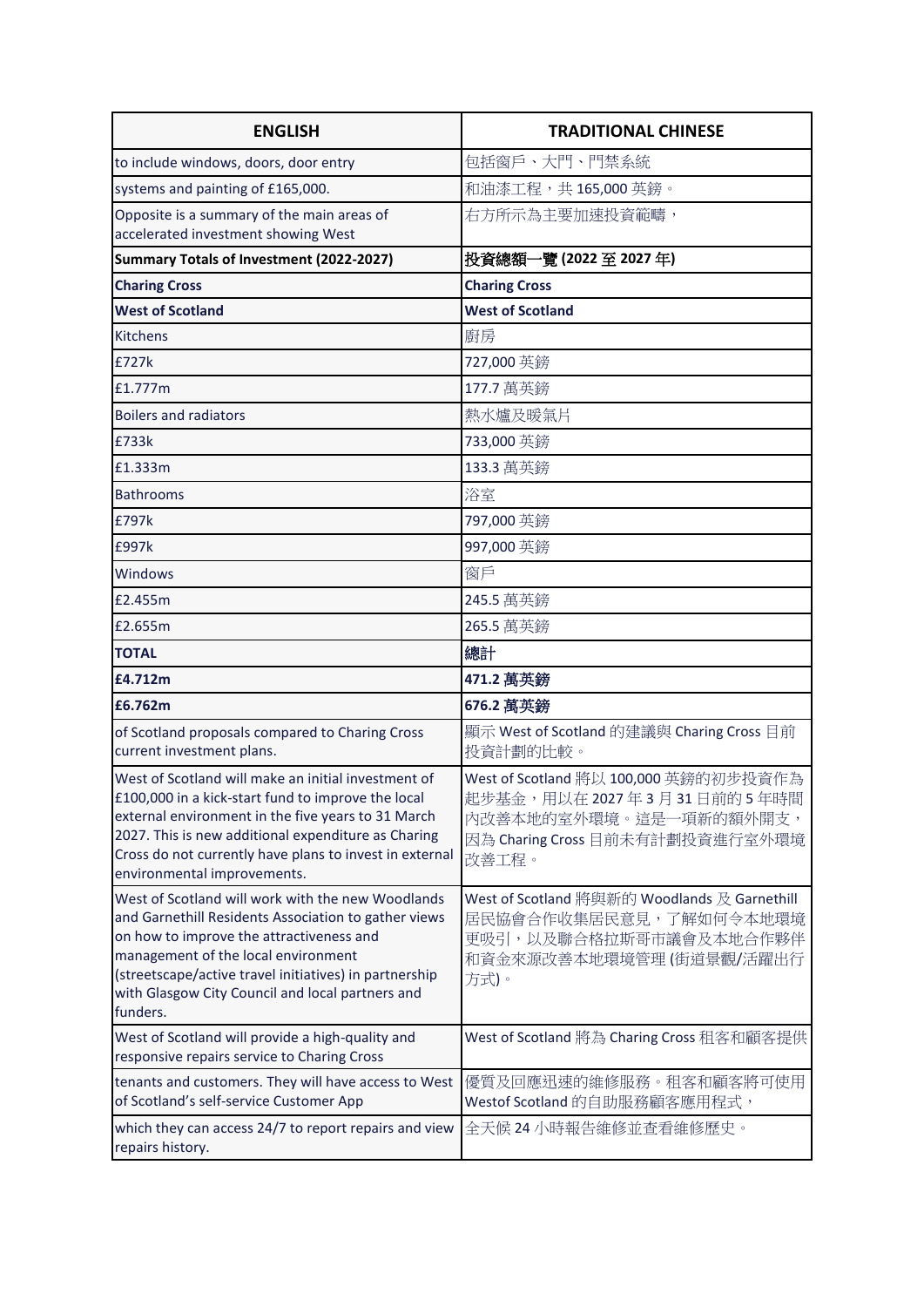| ENGLISH | TRADITIONAL CHINESE |
|---|---|
| to include windows, doors, door entry | 包括窗戶、大門、門禁系統 |
| systems and painting of £165,000. | 和油漆工程，共 165,000 英鎊。 |
| Opposite is a summary of the main areas of accelerated investment showing West | 右方所示為主要加速投資範疇， |
| **Summary Totals of Investment (2022-2027)** | **投資總額一覽 (2022 至 2027 年)** |
| **Charing Cross** | **Charing Cross** |
| **West of Scotland** | **West of Scotland** |
| Kitchens | 廚房 |
| £727k | 727,000 英鎊 |
| £1.777m | 177.7 萬英鎊 |
| Boilers and radiators | 熱水爐及暖氣片 |
| £733k | 733,000 英鎊 |
| £1.333m | 133.3 萬英鎊 |
| Bathrooms | 浴室 |
| £797k | 797,000 英鎊 |
| £997k | 997,000 英鎊 |
| Windows | 窗戶 |
| £2.455m | 245.5 萬英鎊 |
| £2.655m | 265.5 萬英鎊 |
| **TOTAL** | **總計** |
| **£4.712m** | **471.2 萬英鎊** |
| **£6.762m** | **676.2 萬英鎊** |
| of Scotland proposals compared to Charing Cross current investment plans. | 顯示 West of Scotland 的建議與 Charing Cross 目前投資計劃的比較。 |
| West of Scotland will make an initial investment of £100,000 in a kick-start fund to improve the local external environment in the five years to 31 March 2027. This is new additional expenditure as Charing Cross do not currently have plans to invest in external environmental improvements. | West of Scotland 將以 100,000 英鎊的初步投資作為起步基金，用以在 2027 年 3 月 31 日前的 5 年時間內改善本地的室外環境。這是一項新的額外開支，因為 Charing Cross 目前未有計劃投資進行室外環境改善工程。 |
| West of Scotland will work with the new Woodlands and Garnethill Residents Association to gather views on how to improve the attractiveness and management of the local environment (streetscape/active travel initiatives) in partnership with Glasgow City Council and local partners and funders. | West of Scotland 將與新的 Woodlands 及 Garnethill 居民協會合作收集居民意見，了解如何令本地環境更吸引，以及聯合格拉斯哥市議會及本地合作夥伴和資金來源改善本地環境管理 (街道景觀/活躍出行方式)。 |
| West of Scotland will provide a high-quality and responsive repairs service to Charing Cross | West of Scotland 將為 Charing Cross 租客和顧客提供 |
| tenants and customers. They will have access to West of Scotland's self-service Customer App | 優質及回應迅速的維修服務。租客和顧客將可使用 Westof Scotland 的自助服務顧客應用程式， |
| which they can access 24/7 to report repairs and view repairs history. | 全天候 24 小時報告維修並查看維修歷史。 |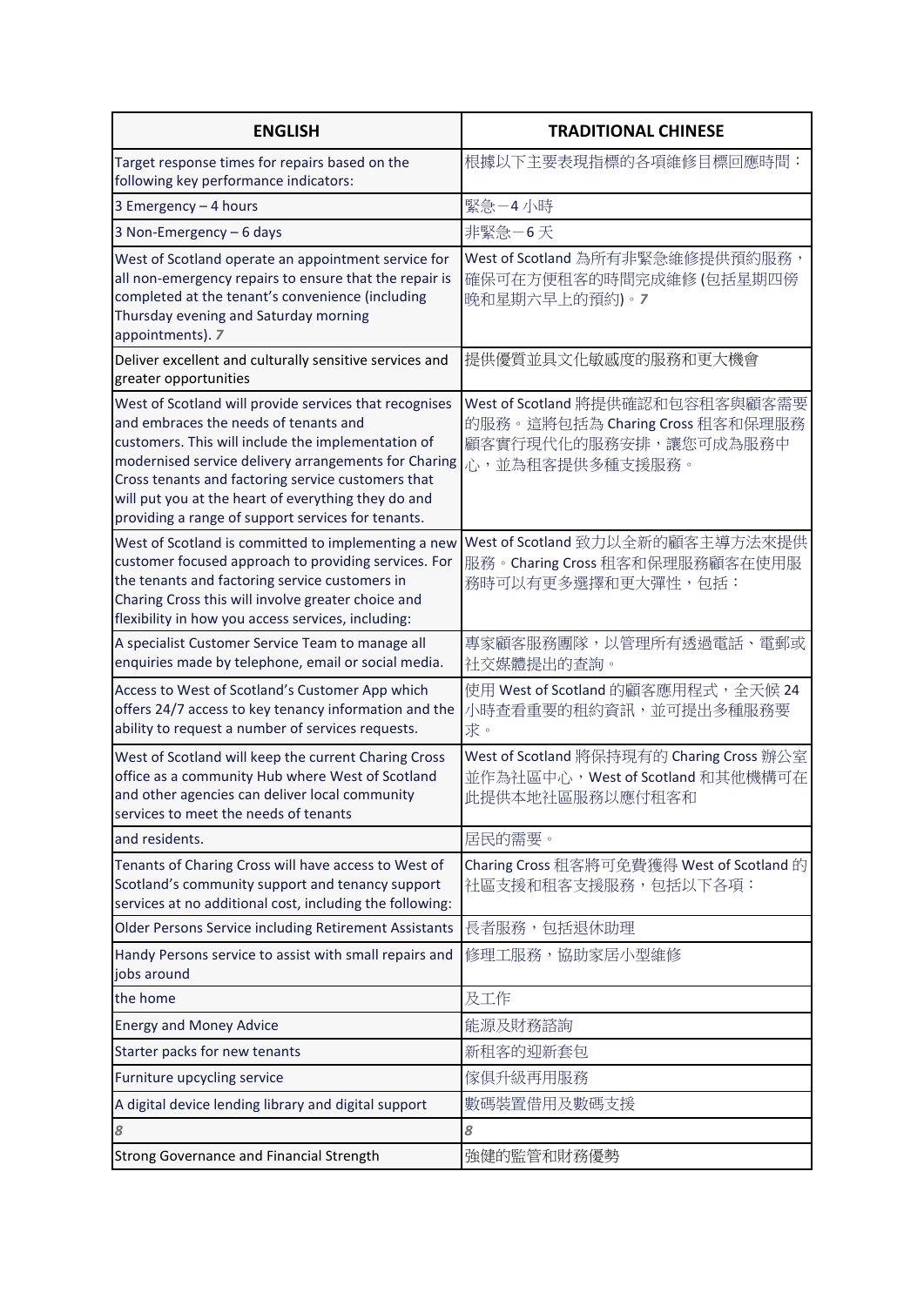| ENGLISH | TRADITIONAL CHINESE |
|---|---|
| Target response times for repairs based on the following key performance indicators: | 根據以下主要表現指標的各項維修目標回應時間： |
| 3 Emergency – 4 hours | 緊急－4 小時 |
| 3 Non-Emergency – 6 days | 非緊急－6 天 |
| West of Scotland operate an appointment service for all non-emergency repairs to ensure that the repair is completed at the tenant's convenience (including Thursday evening and Saturday morning appointments). *7* | West of Scotland 為所有非緊急維修提供預約服務，確保可在方便租客的時間完成維修 (包括星期四傍晚和星期六早上的預約)。*7* |
| Deliver excellent and culturally sensitive services and greater opportunities | 提供優質並具文化敏感度的服務和更大機會 |
| West of Scotland will provide services that recognises and embraces the needs of tenants and customers. This will include the implementation of modernised service delivery arrangements for Charing Cross tenants and factoring service customers that will put you at the heart of everything they do and providing a range of support services for tenants. | West of Scotland 將提供確認和包容租客與顧客需要的服務。這將包括為 Charing Cross 租客和保理服務顧客實行現代化的服務安排，讓您可成為服務中心，並為租客提供多種支援服務。 |
| West of Scotland is committed to implementing a new customer focused approach to providing services. For the tenants and factoring service customers in Charing Cross this will involve greater choice and flexibility in how you access services, including: | West of Scotland 致力以全新的顧客主導方法來提供服務。Charing Cross 租客和保理服務顧客在使用服務時可以有更多選擇和更大彈性，包括： |
| A specialist Customer Service Team to manage all enquiries made by telephone, email or social media. | 專家顧客服務團隊，以管理所有透過電話、電郵或社交媒體提出的查詢。 |
| Access to West of Scotland's Customer App which offers 24/7 access to key tenancy information and the ability to request a number of services requests. | 使用 West of Scotland 的顧客應用程式，全天候 24 小時查看重要的租約資訊，並可提出多種服務要求。 |
| West of Scotland will keep the current Charing Cross office as a community Hub where West of Scotland and other agencies can deliver local community services to meet the needs of tenants | West of Scotland 將保持現有的 Charing Cross 辦公室並作為社區中心，West of Scotland 和其他機構可在此提供本地社區服務以應付租客和 |
| and residents. | 居民的需要。 |
| Tenants of Charing Cross will have access to West of Scotland's community support and tenancy support services at no additional cost, including the following: | Charing Cross 租客將可免費獲得 West of Scotland 的社區支援和租客支援服務，包括以下各項： |
| Older Persons Service including Retirement Assistants | 長者服務，包括退休助理 |
| Handy Persons service to assist with small repairs and jobs around | 修理工服務，協助家居小型維修 |
| the home | 及工作 |
| Energy and Money Advice | 能源及財務諮詢 |
| Starter packs for new tenants | 新租客的迎新套包 |
| Furniture upcycling service | 傢俱升級再用服務 |
| A digital device lending library and digital support | 數碼裝置借用及數碼支援 |
| *8* | *8* |
| Strong Governance and Financial Strength | 強健的監管和財務優勢 |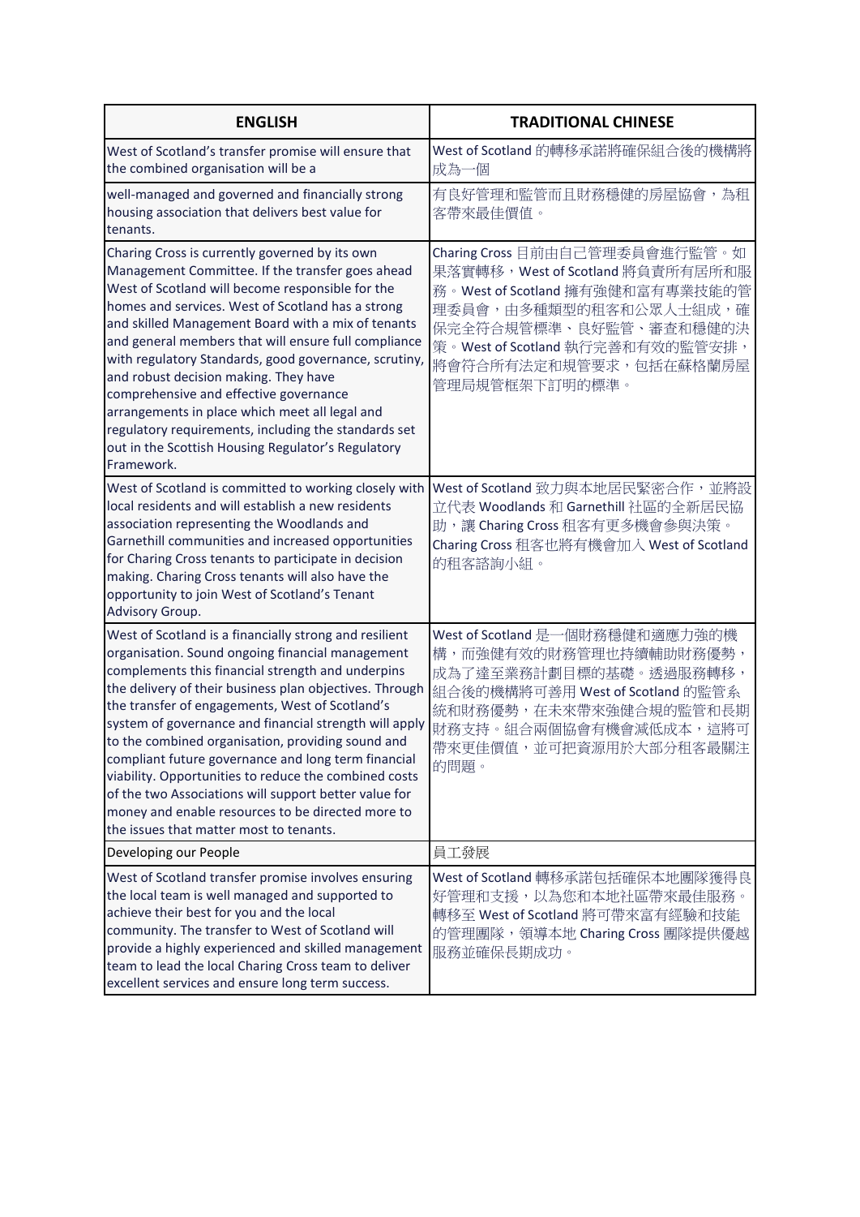| ENGLISH | TRADITIONAL CHINESE |
|---|---|
| West of Scotland's transfer promise will ensure that the combined organisation will be a | West of Scotland 的轉移承諾將確保組合後的機構將成為一個 |
| well-managed and governed and financially strong housing association that delivers best value for tenants. | 有良好管理和監管而且財務穩健的房屋協會，為租客帶來最佳價值。 |
| Charing Cross is currently governed by its own Management Committee. If the transfer goes ahead West of Scotland will become responsible for the homes and services. West of Scotland has a strong and skilled Management Board with a mix of tenants and general members that will ensure full compliance with regulatory Standards, good governance, scrutiny, and robust decision making. They have comprehensive and effective governance arrangements in place which meet all legal and regulatory requirements, including the standards set out in the Scottish Housing Regulator's Regulatory Framework. | Charing Cross 目前由自己管理委員會進行監管。如果落實轉移，West of Scotland 將負責所有居所和服務。West of Scotland 擁有強健和富有專業技能的管理委員會，由多種類型的租客和公眾人士組成，確保完全符合規管標準、良好監管、審查和穩健的決策。West of Scotland 執行完善和有效的監管安排，將會符合所有法定和規管要求，包括在蘇格蘭房屋管理局規管框架下訂明的標準。 |
| West of Scotland is committed to working closely with local residents and will establish a new residents association representing the Woodlands and Garnethill communities and increased opportunities for Charing Cross tenants to participate in decision making. Charing Cross tenants will also have the opportunity to join West of Scotland's Tenant Advisory Group. | West of Scotland 致力與本地居民緊密合作，並將設立代表 Woodlands 和 Garnethill 社區的全新居民協助，讓 Charing Cross 租客有更多機會參與決策。Charing Cross 租客也將有機會加入 West of Scotland 的租客諮詢小組。 |
| West of Scotland is a financially strong and resilient organisation. Sound ongoing financial management complements this financial strength and underpins the delivery of their business plan objectives. Through the transfer of engagements, West of Scotland's system of governance and financial strength will apply to the combined organisation, providing sound and compliant future governance and long term financial viability. Opportunities to reduce the combined costs of the two Associations will support better value for money and enable resources to be directed more to the issues that matter most to tenants. | West of Scotland 是一個財務穩健和適應力強的機構，而強健有效的財務管理也持續輔助財務優勢，成為了達至業務計劃目標的基礎。透過服務轉移，組合後的機構將可善用 West of Scotland 的監管系統和財務優勢，在未來帶來強健合規的監管和長期財務支持。組合兩個協會有機會減低成本，這將可帶來更佳價值，並可把資源用於大部分租客最關注的問題。 |
| Developing our People | 員工發展 |
| West of Scotland transfer promise involves ensuring the local team is well managed and supported to achieve their best for you and the local community. The transfer to West of Scotland will provide a highly experienced and skilled management team to lead the local Charing Cross team to deliver excellent services and ensure long term success. | West of Scotland 轉移承諾包括確保本地團隊獲得良好管理和支援，以為您和本地社區帶來最佳服務。轉移至 West of Scotland 將可帶來富有經驗和技能的管理團隊，領導本地 Charing Cross 團隊提供優越服務並確保長期成功。 |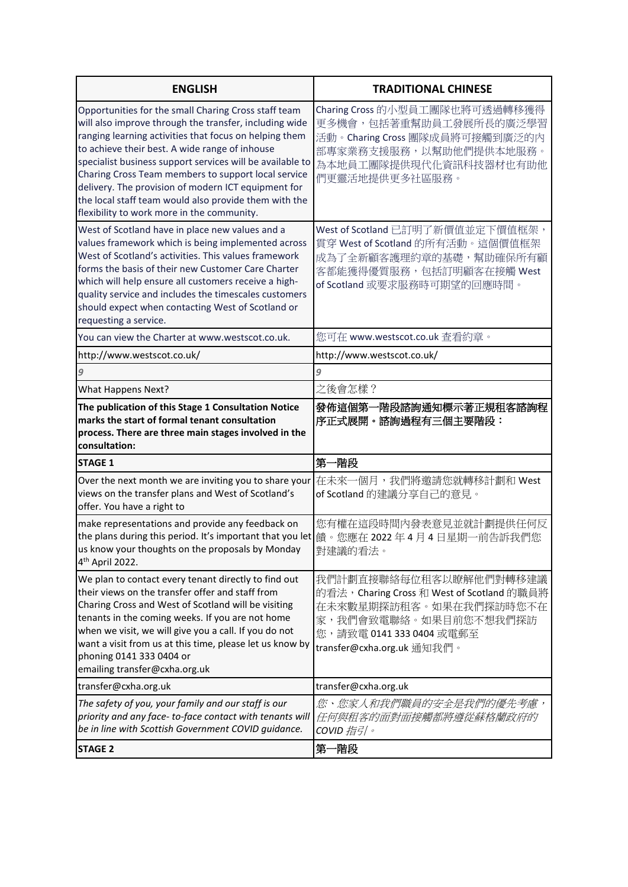| ENGLISH | TRADITIONAL CHINESE |
|---|---|
| Opportunities for the small Charing Cross staff team will also improve through the transfer, including wide ranging learning activities that focus on helping them to achieve their best. A wide range of inhouse specialist business support services will be available to Charing Cross Team members to support local service delivery. The provision of modern ICT equipment for the local staff team would also provide them with the flexibility to work more in the community. | Charing Cross 的小型員工團隊也將可透過轉移獲得更多機會，包括著重幫助員工發展所長的廣泛學習活動。Charing Cross 團隊成員將可接觸到廣泛的內部專家業務支援服務，以幫助他們提供本地服務。為本地員工團隊提供現代化資訊科技器材也有助他們更靈活地提供更多社區服務。 |
| West of Scotland have in place new values and a values framework which is being implemented across West of Scotland's activities. This values framework forms the basis of their new Customer Care Charter which will help ensure all customers receive a high-quality service and includes the timescales customers should expect when contacting West of Scotland or requesting a service. | West of Scotland 已訂明了新價值並定下價值框架，貫穿 West of Scotland 的所有活動。這個價值框架成為了全新顧客護理約章的基礎，幫助確保所有顧客都能獲得優質服務，包括訂明顧客在接觸 West of Scotland 或要求服務時可期望的回應時間。 |
| You can view the Charter at www.westscot.co.uk. | 您可在 www.westscot.co.uk 查看約章。 |
| http://www.westscot.co.uk/ | http://www.westscot.co.uk/ |
| *9* | *9* |
| What Happens Next? | 之後會怎樣？ |
| **The publication of this Stage 1 Consultation Notice marks the start of formal tenant consultation process. There are three main stages involved in the consultation:** | **發佈這個第一階段諮詢通知標示著正規租客諮詢程序正式展開。諮詢過程有三個主要階段：** |
| **STAGE 1** | **第一階段** |
| Over the next month we are inviting you to share your views on the transfer plans and West of Scotland's offer. You have a right to | 在未來一個月，我們將邀請您就轉移計劃和 West of Scotland 的建議分享自己的意見。 |
| make representations and provide any feedback on the plans during this period. It's important that you let us know your thoughts on the proposals by Monday 4th April 2022. | 您有權在這段時間內發表意見並就計劃提供任何反饋。您應在 2022 年 4 月 4 日星期一前告訴我們您對建議的看法。 |
| We plan to contact every tenant directly to find out their views on the transfer offer and staff from Charing Cross and West of Scotland will be visiting tenants in the coming weeks. If you are not home when we visit, we will give you a call. If you do not want a visit from us at this time, please let us know by phoning 0141 333 0404 or emailing transfer@cxha.org.uk | 我們計劃直接聯絡每位租客以瞭解他們對轉移建議的看法，Charing Cross 和 West of Scotland 的職員將在未來數星期探訪租客。如果在我們探訪時您不在家，我們會致電聯絡。如果目前您不想我們探訪您，請致電 0141 333 0404 或電郵至 transfer@cxha.org.uk 通知我們。 |
| transfer@cxha.org.uk | transfer@cxha.org.uk |
| *The safety of you, your family and our staff is our priority and any face- to-face contact with tenants will be in line with Scottish Government COVID guidance.* | *您、您家人和我們職員的安全是我們的優先考慮，任何與租客的面對面接觸都將遵從蘇格蘭政府的 COVID 指引。* |
| **STAGE 2** | **第二階段** |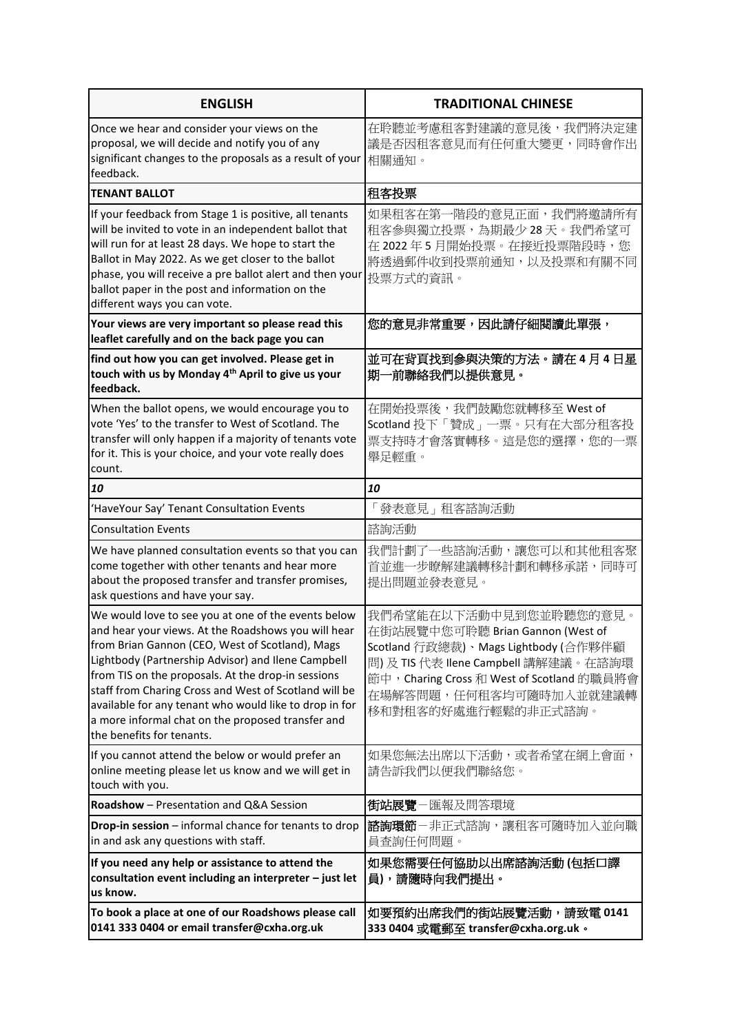| ENGLISH | TRADITIONAL CHINESE |
|---|---|
| Once we hear and consider your views on the proposal, we will decide and notify you of any significant changes to the proposals as a result of your feedback. | 在聆聽並考慮租客對建議的意見後，我們將決定建議是否因租客意見而有任何重大變更，同時會作出相關通知。 |
| **TENANT BALLOT** | **租客投票** |
| If your feedback from Stage 1 is positive, all tenants will be invited to vote in an independent ballot that will run for at least 28 days. We hope to start the Ballot in May 2022. As we get closer to the ballot phase, you will receive a pre ballot alert and then your ballot paper in the post and information on the different ways you can vote. | 如果租客在第一階段的意見正面，我們將邀請所有租客參與獨立投票，為期最少 28 天。我們希望可在 2022 年 5 月開始投票。在接近投票階段時，您將透過郵件收到投票前通知，以及投票和有關不同投票方式的資訊。 |
| **Your views are very important so please read this leaflet carefully and on the back page you can** | **您的意見非常重要，因此請仔細閱讀此單張，** |
| **find out how you can get involved. Please get in touch with us by Monday 4th April to give us your feedback.** | **並可在背頁找到參與決策的方法。請在 4 月 4 日星期一前聯絡我們以提供意見。** |
| When the ballot opens, we would encourage you to vote 'Yes' to the transfer to West of Scotland. The transfer will only happen if a majority of tenants vote for it. This is your choice, and your vote really does count. | 在開始投票後，我們鼓勵您就轉移至 West of Scotland 投下「贊成」一票。只有在大部分租客投票支持時才會落實轉移。這是您的選擇，您的一票舉足輕重。 |
| ***10*** | ***10*** |
| 'HaveYour Say' Tenant Consultation Events | 「發表意見」租客諮詢活動 |
| Consultation Events | 諮詢活動 |
| We have planned consultation events so that you can come together with other tenants and hear more about the proposed transfer and transfer promises, ask questions and have your say. | 我們計劃了一些諮詢活動，讓您可以和其他租客聚首並進一步瞭解建議轉移計劃和轉移承諾，同時可提出問題並發表意見。 |
| We would love to see you at one of the events below and hear your views. At the Roadshows you will hear from Brian Gannon (CEO, West of Scotland), Mags Lightbody (Partnership Advisor) and Ilene Campbell from TIS on the proposals. At the drop-in sessions staff from Charing Cross and West of Scotland will be available for any tenant who would like to drop in for a more informal chat on the proposed transfer and the benefits for tenants. | 我們希望能在以下活動中見到您並聆聽您的意見。在街站展覽中您可聆聽 Brian Gannon (West of Scotland 行政總裁)、Mags Lightbody (合作夥伴顧問) 及 TIS 代表 Ilene Campbell 講解建議。在諮詢環節中，Charing Cross 和 West of Scotland 的職員將會在場解答問題，任何租客均可隨時加入並就建議轉移和對租客的好處進行輕鬆的非正式諮詢。 |
| If you cannot attend the below or would prefer an online meeting please let us know and we will get in touch with you. | 如果您無法出席以下活動，或者希望在網上會面，請告訴我們以便我們聯絡您。 |
| **Roadshow** – Presentation and Q&A Session | **街站展覽**－匯報及問答環節 |
| **Drop-in session** – informal chance for tenants to drop in and ask any questions with staff. | **諮詢環節**－非正式諮詢，讓租客可隨時加入並向職員查詢任何問題。 |
| **If you need any help or assistance to attend the consultation event including an interpreter – just let us know.** | **如果您需要任何協助以出席諮詢活動 (包括口譯員)，請隨時向我們提出。** |
| **To book a place at one of our Roadshows please call 0141 333 0404 or email transfer@cxha.org.uk** | **如要預約出席我們的街站展覽活動，請致電 0141 333 0404 或電郵至 transfer@cxha.org.uk。** |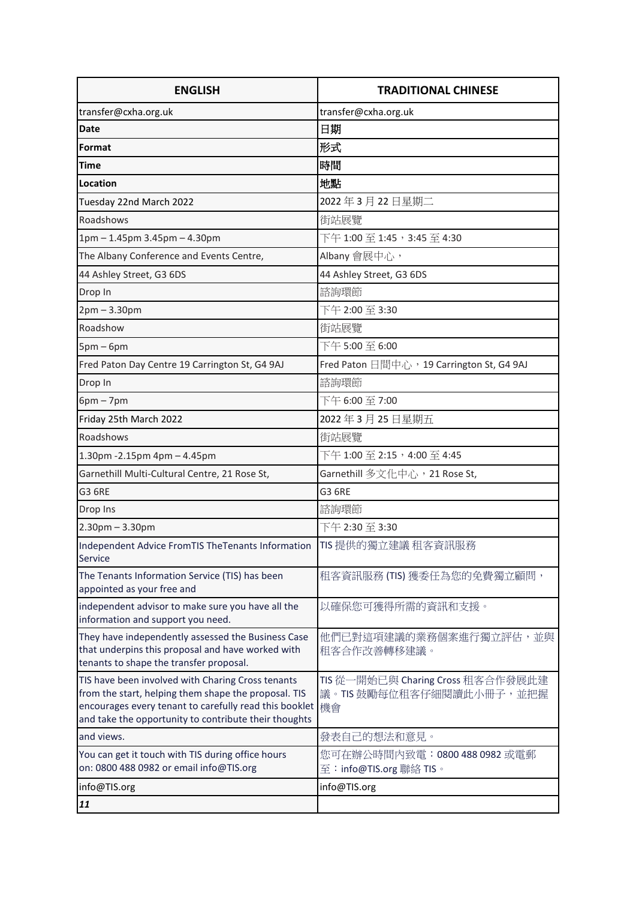| **ENGLISH** | **TRADITIONAL CHINESE** |
|---|---|
| transfer@cxha.org.uk | transfer@cxha.org.uk |
| **Date** | **日期** |
| **Format** | **形式** |
| **Time** | **時間** |
| **Location** | **地點** |
| Tuesday 22nd March 2022 | 2022 年 3 月 22 日星期二 |
| Roadshows | 街站展覽 |
| 1pm – 1.45pm 3.45pm – 4.30pm | 下午 1:00 至 1:45，3:45 至 4:30 |
| The Albany Conference and Events Centre, | Albany 會展中心， |
| 44 Ashley Street, G3 6DS | 44 Ashley Street, G3 6DS |
| Drop In | 諮詢環節 |
| 2pm – 3.30pm | 下午 2:00 至 3:30 |
| Roadshow | 街站展覽 |
| 5pm – 6pm | 下午 5:00 至 6:00 |
| Fred Paton Day Centre 19 Carrington St, G4 9AJ | Fred Paton 日間中心，19 Carrington St, G4 9AJ |
| Drop In | 諮詢環節 |
| 6pm – 7pm | 下午 6:00 至 7:00 |
| Friday 25th March 2022 | 2022 年 3 月 25 日星期五 |
| Roadshows | 街站展覽 |
| 1.30pm -2.15pm 4pm – 4.45pm | 下午 1:00 至 2:15，4:00 至 4:45 |
| Garnethill Multi-Cultural Centre, 21 Rose St, | Garnethill 多文化中心，21 Rose St, |
| G3 6RE | G3 6RE |
| Drop Ins | 諮詢環節 |
| 2.30pm – 3.30pm | 下午 2:30 至 3:30 |
| Independent Advice FromTIS TheTenants Information Service | TIS 提供的獨立建議 租客資訊服務 |
| The Tenants Information Service (TIS) has been appointed as your free and | 租客資訊服務 (TIS) 獲委任為您的免費獨立顧問， |
| independent advisor to make sure you have all the information and support you need. | 以確保您可獲得所需的資訊和支援。 |
| They have independently assessed the Business Case that underpins this proposal and have worked with tenants to shape the transfer proposal. | 他們已對這項建議的業務個案進行獨立評估，並與租客合作改善轉移建議。 |
| TIS have been involved with Charing Cross tenants from the start, helping them shape the proposal. TIS encourages every tenant to carefully read this booklet and take the opportunity to contribute their thoughts | TIS 從一開始已與 Charing Cross 租客合作發展此建議。TIS 鼓勵每位租客仔細閱讀此小冊子，並把握機會 |
| and views. | 發表自己的想法和意見。 |
| You can get it touch with TIS during office hours on: 0800 488 0982 or email info@TIS.org | 您可在辦公時間內致電：0800 488 0982 或電郵至：info@TIS.org 聯絡 TIS。 |
| info@TIS.org | info@TIS.org |
| ***11*** | |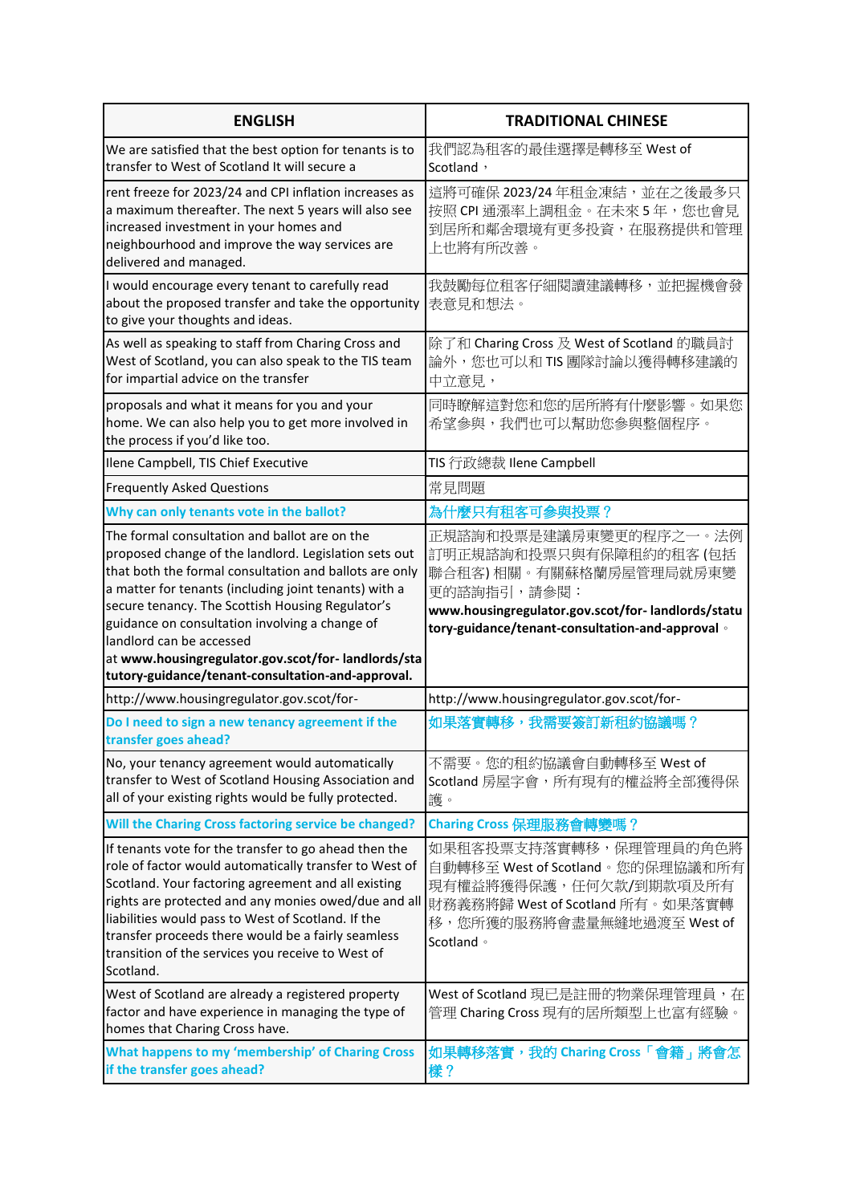| ENGLISH | TRADITIONAL CHINESE |
|---|---|
| We are satisfied that the best option for tenants is to transfer to West of Scotland It will secure a | 我們認為租客的最佳選擇是轉移至 West of Scotland， |
| rent freeze for 2023/24 and CPI inflation increases as a maximum thereafter. The next 5 years will also see increased investment in your homes and neighbourhood and improve the way services are delivered and managed. | 這將可確保 2023/24 年租金凍結，並在之後最多只按照 CPI 通漲率上調租金。在未來 5 年，您也會見到居所和鄰舍環境有更多投資，在服務提供和管理上也將有所改善。 |
| I would encourage every tenant to carefully read about the proposed transfer and take the opportunity to give your thoughts and ideas. | 我鼓勵每位租客仔細閱讀建議轉移，並把握機會發表意見和想法。 |
| As well as speaking to staff from Charing Cross and West of Scotland, you can also speak to the TIS team for impartial advice on the transfer | 除了和 Charing Cross 及 West of Scotland 的職員討論外，您也可以和 TIS 團隊討論以獲得轉移建議的中立意見， |
| proposals and what it means for you and your home. We can also help you to get more involved in the process if you'd like too. | 同時瞭解這對您和您的居所將有什麼影響。如果您希望參與，我們也可以幫助您參與整個程序。 |
| Ilene Campbell, TIS Chief Executive | TIS 行政總裁 Ilene Campbell |
| Frequently Asked Questions | 常見問題 |
| **Why can only tenants vote in the ballot?** | **為什麼只有租客可參與投票？** |
| The formal consultation and ballot are on the proposed change of the landlord. Legislation sets out that both the formal consultation and ballots are only a matter for tenants (including joint tenants) with a secure tenancy. The Scottish Housing Regulator's guidance on consultation involving a change of landlord can be accessed at **www.housingregulator.gov.scot/for- landlords/statutory-guidance/tenant-consultation-and-approval.** | 正規諮詢和投票是建議房東變更的程序之一。法例訂明正規諮詢和投票只與有保障租約的租客 (包括聯合租客) 相關。有關蘇格蘭房屋管理局就房東變更的諮詢指引，請參閱：**www.housingregulator.gov.scot/for- landlords/statutory-guidance/tenant-consultation-and-approval**。 |
| http://www.housingregulator.gov.scot/for- | http://www.housingregulator.gov.scot/for- |
| **Do I need to sign a new tenancy agreement if the transfer goes ahead?** | **如果落實轉移，我需要簽訂新租約協議嗎？** |
| No, your tenancy agreement would automatically transfer to West of Scotland Housing Association and all of your existing rights would be fully protected. | 不需要。您的租約協議會自動轉移至 West of Scotland 房屋字會，所有現有的權益將全部獲得保護。 |
| **Will the Charing Cross factoring service be changed?** | **Charing Cross 保理服務會轉變嗎？** |
| If tenants vote for the transfer to go ahead then the role of factor would automatically transfer to West of Scotland. Your factoring agreement and all existing rights are protected and any monies owed/due and all liabilities would pass to West of Scotland. If the transfer proceeds there would be a fairly seamless transition of the services you receive to West of Scotland. | 如果租客投票支持落實轉移，保理管理員的角色將自動轉移至 West of Scotland。您的保理協議和所有現有權益將獲得保護，任何欠款/到期款項及所有財務義務將歸 West of Scotland 所有。如果落實轉移，您所獲的服務將會盡量無縫地過渡至 West of Scotland。 |
| West of Scotland are already a registered property factor and have experience in managing the type of homes that Charing Cross have. | West of Scotland 現已是註冊的物業保理管理員，在管理 Charing Cross 現有的居所類型上也富有經驗。 |
| **What happens to my 'membership' of Charing Cross if the transfer goes ahead?** | **如果轉移落實，我的 Charing Cross「會籍」將會怎樣？** |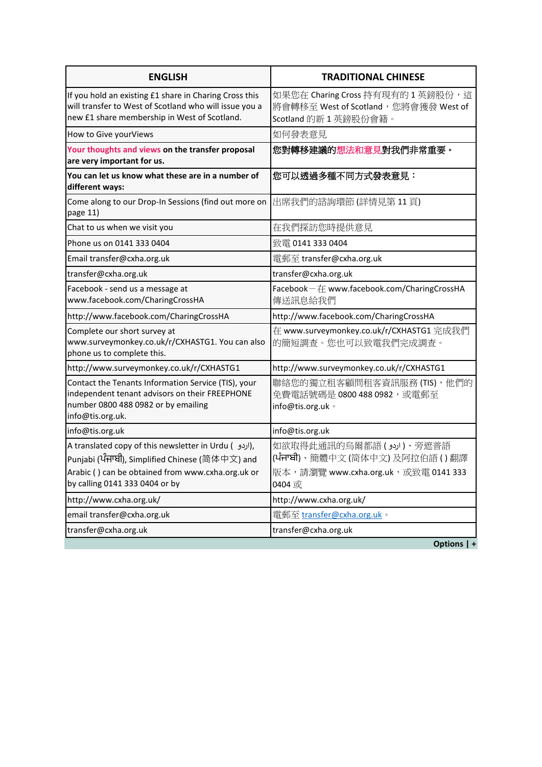| ENGLISH | TRADITIONAL CHINESE |
|---|---|
| If you hold an existing £1 share in Charing Cross this will transfer to West of Scotland who will issue you a new £1 share membership in West of Scotland. | 如果您在 Charing Cross 持有現有的 1 英鎊股份，這將會轉移至 West of Scotland，您將會獲發 West of Scotland 的新 1 英鎊股份會籍。 |
| How to Give yourViews | 如何發表意見 |
| **Your thoughts and views on the transfer proposal are very important for us.** | **您對轉移建議的想法和意見對我們非常重要。** |
| **You can let us know what these are in a number of different ways:** | **您可以透過多種不同方式發表意見：** |
| Come along to our Drop-In Sessions (find out more on page 11) | 出席我們的諮詢環節 (詳情見第 11 頁) |
| Chat to us when we visit you | 在我們探訪您時提供意見 |
| Phone us on 0141 333 0404 | 致電 0141 333 0404 |
| Email transfer@cxha.org.uk | 電郵至 transfer@cxha.org.uk |
| transfer@cxha.org.uk | transfer@cxha.org.uk |
| Facebook - send us a message at www.facebook.com/CharingCrossHA | Facebook－在 www.facebook.com/CharingCrossHA 傳送訊息給我們 |
| http://www.facebook.com/CharingCrossHA | http://www.facebook.com/CharingCrossHA |
| Complete our short survey at www.surveymonkey.co.uk/r/CXHASTG1. You can also phone us to complete this. | 在 www.surveymonkey.co.uk/r/CXHASTG1 完成我們的簡短調查。您也可以致電我們完成調查。 |
| http://www.surveymonkey.co.uk/r/CXHASTG1 | http://www.surveymonkey.co.uk/r/CXHASTG1 |
| Contact the Tenants Information Service (TIS), your independent tenant advisors on their FREEPHONE number 0800 488 0982 or by emailing info@tis.org.uk. | 聯絡您的獨立租客顧問租客資訊服務 (TIS)，他們的免費電話號碼是 0800 488 0982，或電郵至 info@tis.org.uk。 |
| info@tis.org.uk | info@tis.org.uk |
| A translated copy of this newsletter in Urdu ( اردو), Punjabi (ਪੰਜਾਬੀ), Simplified Chinese (简体中文) and Arabic ( ) can be obtained from www.cxha.org.uk or by calling 0141 333 0404 or by | 如欲取得此通訊的烏爾都語 ( اردو )、旁遮普語 (ਪੰਜਾਬੀ)、簡體中文 (简体中文) 及阿拉伯語 ( ) 翻譯版本，請瀏覽 www.cxha.org.uk，或致電 0141 333 0404 或 |
| http://www.cxha.org.uk/ | http://www.cxha.org.uk/ |
| email transfer@cxha.org.uk | 電郵至 transfer@cxha.org.uk。 |
| transfer@cxha.org.uk | transfer@cxha.org.uk |

**Options | +**